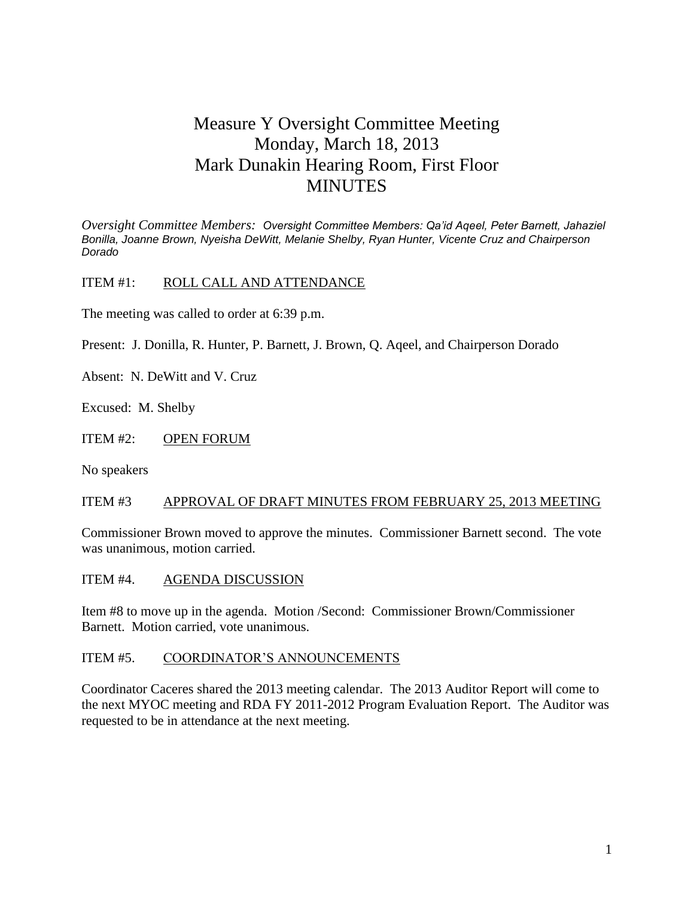# Measure Y Oversight Committee Meeting
# Monday, March 18, 2013
# Mark Dunakin Hearing Room, First Floor
# MINUTES

*Oversight Committee Members: Oversight Committee Members: Qa'id Aqeel, Peter Barnett, Jahaziel Bonilla, Joanne Brown, Nyeisha DeWitt, Melanie Shelby, Ryan Hunter, Vicente Cruz and Chairperson Dorado*

ITEM #1: ROLL CALL AND ATTENDANCE

The meeting was called to order at 6:39 p.m.

Present: J. Donilla, R. Hunter, P. Barnett, J. Brown, Q. Aqeel, and Chairperson Dorado

Absent: N. DeWitt and V. Cruz

Excused: M. Shelby

ITEM #2: OPEN FORUM

No speakers

ITEM #3 APPROVAL OF DRAFT MINUTES FROM FEBRUARY 25, 2013 MEETING

Commissioner Brown moved to approve the minutes. Commissioner Barnett second. The vote was unanimous, motion carried.

ITEM #4. AGENDA DISCUSSION

Item #8 to move up in the agenda. Motion /Second: Commissioner Brown/Commissioner Barnett. Motion carried, vote unanimous.

ITEM #5. COORDINATOR'S ANNOUNCEMENTS

Coordinator Caceres shared the 2013 meeting calendar. The 2013 Auditor Report will come to the next MYOC meeting and RDA FY 2011-2012 Program Evaluation Report. The Auditor was requested to be in attendance at the next meeting.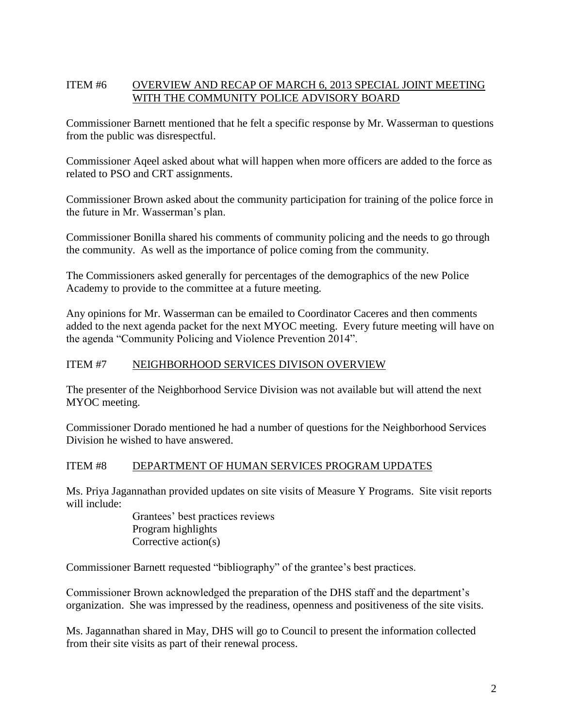## ITEM #6 <u>OVERVIEW AND RECAP OF MARCH 6, 2013 SPECIAL JOINT MEETING WITH THE COMMUNITY POLICE ADVISORY BOARD</u>

Commissioner Barnett mentioned that he felt a specific response by Mr. Wasserman to questions from the public was disrespectful.

Commissioner Aqeel asked about what will happen when more officers are added to the force as related to PSO and CRT assignments.

Commissioner Brown asked about the community participation for training of the police force in the future in Mr. Wasserman's plan.

Commissioner Bonilla shared his comments of community policing and the needs to go through the community. As well as the importance of police coming from the community.

The Commissioners asked generally for percentages of the demographics of the new Police Academy to provide to the committee at a future meeting.

Any opinions for Mr. Wasserman can be emailed to Coordinator Caceres and then comments added to the next agenda packet for the next MYOC meeting. Every future meeting will have on the agenda "Community Policing and Violence Prevention 2014".

## ITEM #7 <u>NEIGHBORHOOD SERVICES DIVISON OVERVIEW</u>

The presenter of the Neighborhood Service Division was not available but will attend the next MYOC meeting.

Commissioner Dorado mentioned he had a number of questions for the Neighborhood Services Division he wished to have answered.

## ITEM #8 <u>DEPARTMENT OF HUMAN SERVICES PROGRAM UPDATES</u>

Ms. Priya Jagannathan provided updates on site visits of Measure Y Programs. Site visit reports will include:

- Grantees' best practices reviews
- Program highlights
- Corrective action(s)

Commissioner Barnett requested "bibliography" of the grantee's best practices.

Commissioner Brown acknowledged the preparation of the DHS staff and the department's organization. She was impressed by the readiness, openness and positiveness of the site visits.

Ms. Jagannathan shared in May, DHS will go to Council to present the information collected from their site visits as part of their renewal process.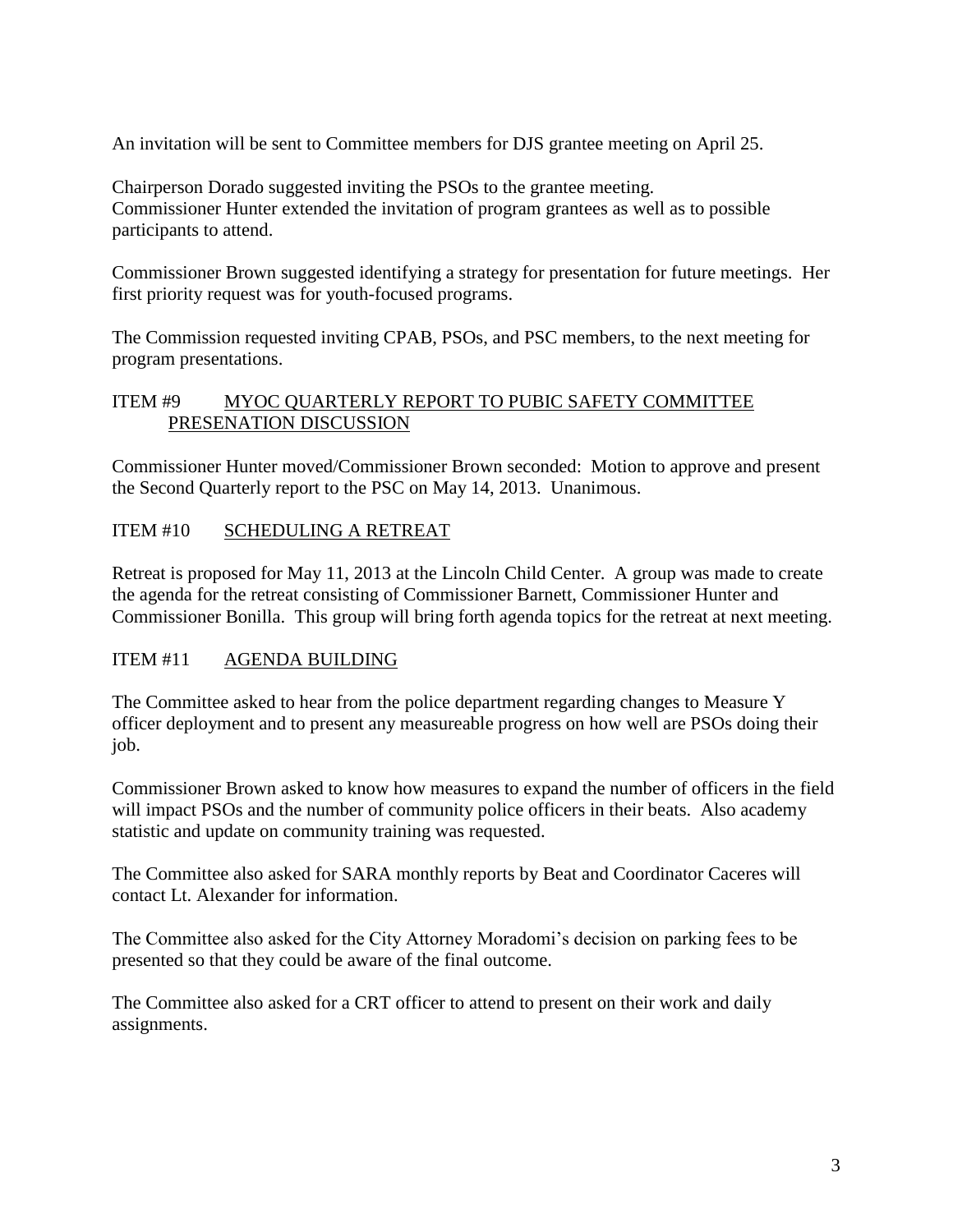An invitation will be sent to Committee members for DJS grantee meeting on April 25.

Chairperson Dorado suggested inviting the PSOs to the grantee meeting.
Commissioner Hunter extended the invitation of program grantees as well as to possible participants to attend.

Commissioner Brown suggested identifying a strategy for presentation for future meetings. Her first priority request was for youth-focused programs.

The Commission requested inviting CPAB, PSOs, and PSC members, to the next meeting for program presentations.

## ITEM #9 MYOC QUARTERLY REPORT TO PUBIC SAFETY COMMITTEE PRESENATION DISCUSSION

Commissioner Hunter moved/Commissioner Brown seconded: Motion to approve and present the Second Quarterly report to the PSC on May 14, 2013. Unanimous.

## ITEM #10 SCHEDULING A RETREAT

Retreat is proposed for May 11, 2013 at the Lincoln Child Center. A group was made to create the agenda for the retreat consisting of Commissioner Barnett, Commissioner Hunter and Commissioner Bonilla. This group will bring forth agenda topics for the retreat at next meeting.

## ITEM #11 AGENDA BUILDING

The Committee asked to hear from the police department regarding changes to Measure Y officer deployment and to present any measureable progress on how well are PSOs doing their job.

Commissioner Brown asked to know how measures to expand the number of officers in the field will impact PSOs and the number of community police officers in their beats. Also academy statistic and update on community training was requested.

The Committee also asked for SARA monthly reports by Beat and Coordinator Caceres will contact Lt. Alexander for information.

The Committee also asked for the City Attorney Moradomi's decision on parking fees to be presented so that they could be aware of the final outcome.

The Committee also asked for a CRT officer to attend to present on their work and daily assignments.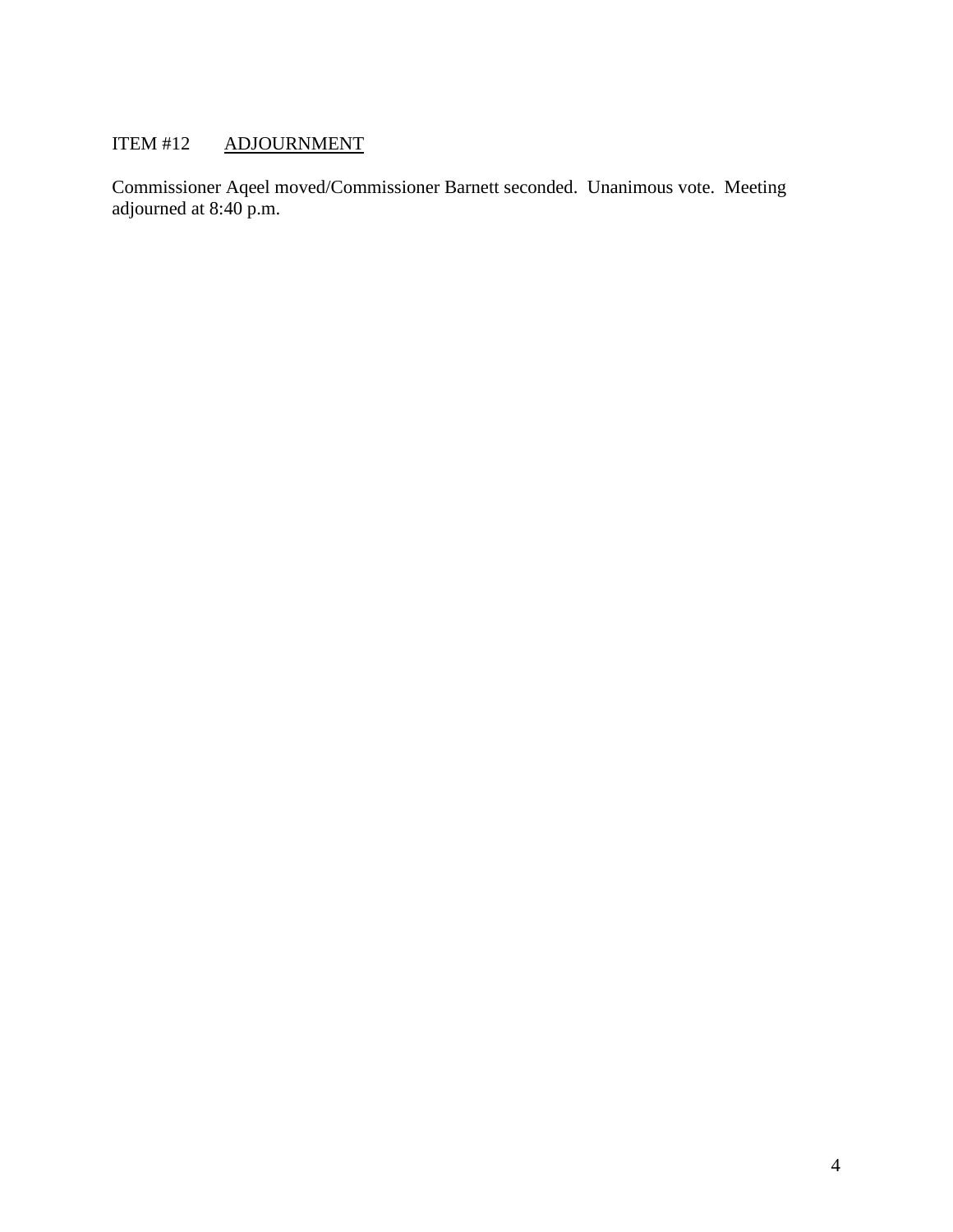ITEM #12 <u>ADJOURNMENT</u>

Commissioner Aqeel moved/Commissioner Barnett seconded. Unanimous vote. Meeting adjourned at 8:40 p.m.